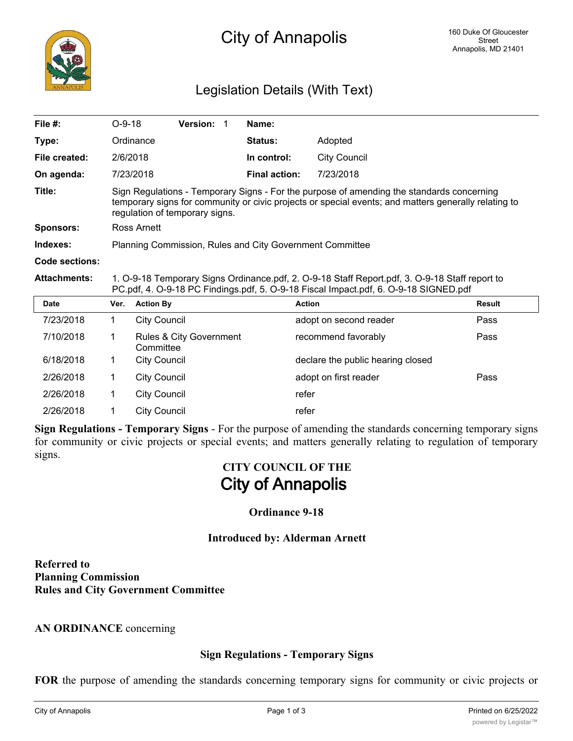# City of Annapolis

160 Duke Of Gloucester Street
Annapolis, MD 21401

## Legislation Details (With Text)

| | | | |
|---|---|---|---|
| **File #:** | O-9-18 **Version:** 1 | **Name:** | |
| **Type:** | Ordinance | **Status:** | Adopted |
| **File created:** | 2/6/2018 | **In control:** | City Council |
| **On agenda:** | 7/23/2018 | **Final action:** | 7/23/2018 |

**Title:** Sign Regulations - Temporary Signs - For the purpose of amending the standards concerning temporary signs for community or civic projects or special events; and matters generally relating to regulation of temporary signs.

**Sponsors:** Ross Arnett

**Indexes:** Planning Commission, Rules and City Government Committee

**Code sections:**

**Attachments:** 1. O-9-18 Temporary Signs Ordinance.pdf, 2. O-9-18 Staff Report.pdf, 3. O-9-18 Staff report to PC.pdf, 4. O-9-18 PC Findings.pdf, 5. O-9-18 Fiscal Impact.pdf, 6. O-9-18 SIGNED.pdf

| Date | Ver. | Action By | Action | Result |
|---|---|---|---|---|
| 7/23/2018 | 1 | City Council | adopt on second reader | Pass |
| 7/10/2018 | 1 | Rules & City Government Committee | recommend favorably | Pass |
| 6/18/2018 | 1 | City Council | declare the public hearing closed | |
| 2/26/2018 | 1 | City Council | adopt on first reader | Pass |
| 2/26/2018 | 1 | City Council | refer | |
| 2/26/2018 | 1 | City Council | refer | |

**Sign Regulations - Temporary Signs** - For the purpose of amending the standards concerning temporary signs for community or civic projects or special events; and matters generally relating to regulation of temporary signs.

**CITY COUNCIL OF THE**

# City of Annapolis

**Ordinance 9-18**

**Introduced by: Alderman Arnett**

**Referred to**
**Planning Commission**
**Rules and City Government Committee**

**AN ORDINANCE** concerning

**Sign Regulations - Temporary Signs**

**FOR** the purpose of amending the standards concerning temporary signs for community or civic projects or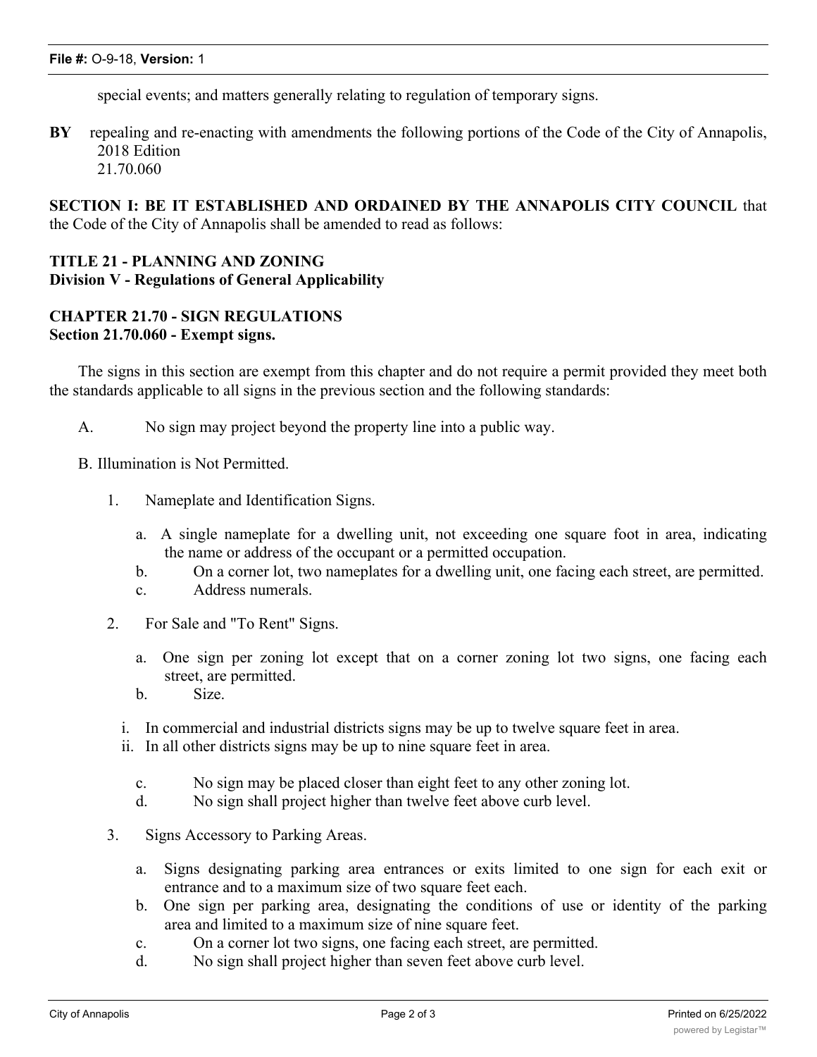special events; and matters generally relating to regulation of temporary signs.

**BY** repealing and re-enacting with amendments the following portions of the Code of the City of Annapolis, 2018 Edition
21.70.060

**SECTION I: BE IT ESTABLISHED AND ORDAINED BY THE ANNAPOLIS CITY COUNCIL** that the Code of the City of Annapolis shall be amended to read as follows:

**TITLE 21 - PLANNING AND ZONING**
**Division V - Regulations of General Applicability**

**CHAPTER 21.70 - SIGN REGULATIONS**
**Section 21.70.060 - Exempt signs.**

The signs in this section are exempt from this chapter and do not require a permit provided they meet both the standards applicable to all signs in the previous section and the following standards:

A. No sign may project beyond the property line into a public way.

B. Illumination is Not Permitted.

1. Nameplate and Identification Signs.
   a. A single nameplate for a dwelling unit, not exceeding one square foot in area, indicating the name or address of the occupant or a permitted occupation.
   b. On a corner lot, two nameplates for a dwelling unit, one facing each street, are permitted.
   c. Address numerals.

2. For Sale and "To Rent" Signs.
   a. One sign per zoning lot except that on a corner zoning lot two signs, one facing each street, are permitted.
   b. Size.
      i. In commercial and industrial districts signs may be up to twelve square feet in area.
      ii. In all other districts signs may be up to nine square feet in area.
   c. No sign may be placed closer than eight feet to any other zoning lot.
   d. No sign shall project higher than twelve feet above curb level.

3. Signs Accessory to Parking Areas.
   a. Signs designating parking area entrances or exits limited to one sign for each exit or entrance and to a maximum size of two square feet each.
   b. One sign per parking area, designating the conditions of use or identity of the parking area and limited to a maximum size of nine square feet.
   c. On a corner lot two signs, one facing each street, are permitted.
   d. No sign shall project higher than seven feet above curb level.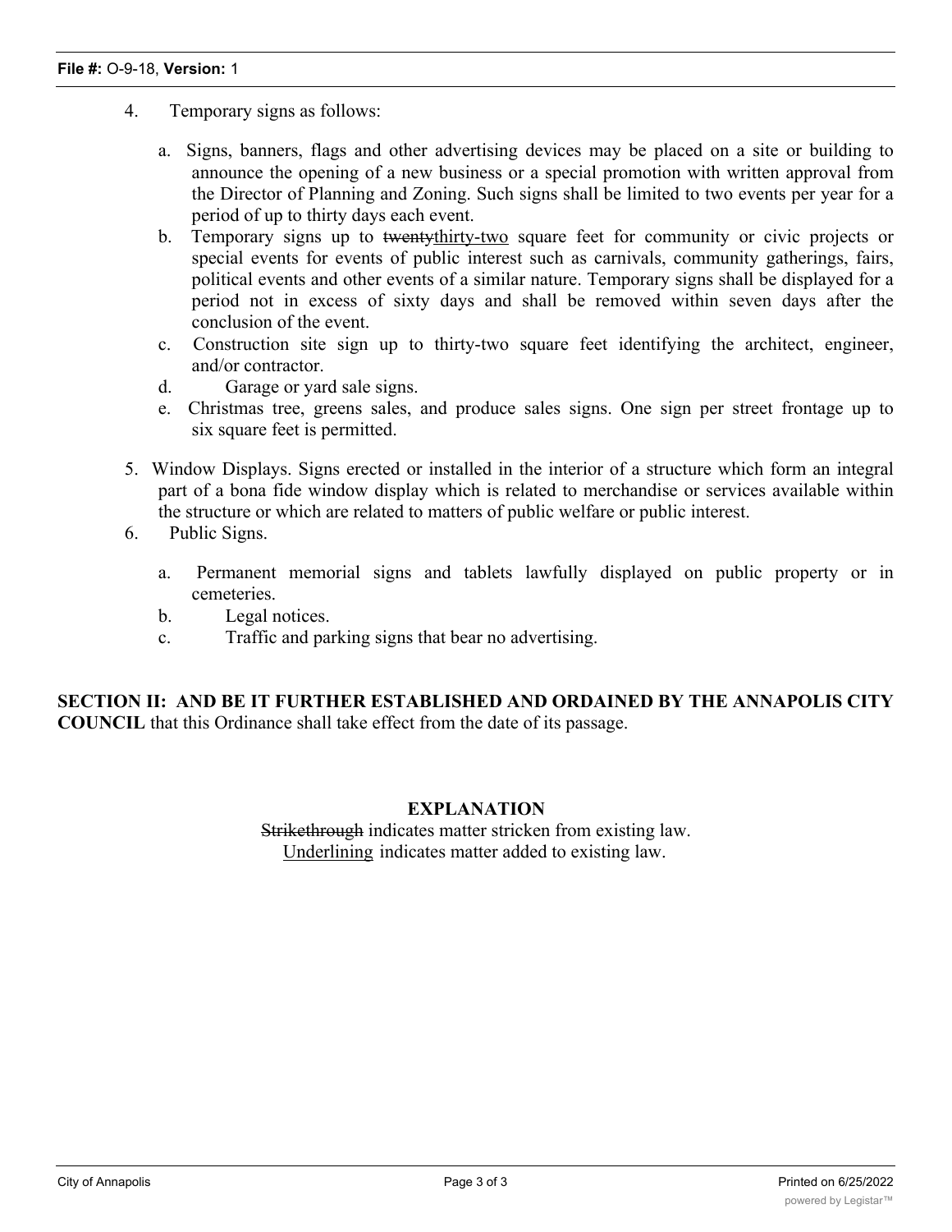4. Temporary signs as follows:

   a. Signs, banners, flags and other advertising devices may be placed on a site or building to announce the opening of a new business or a special promotion with written approval from the Director of Planning and Zoning. Such signs shall be limited to two events per year for a period of up to thirty days each event.
   b. Temporary signs up to ~~twenty~~<u>thirty-two</u> square feet for community or civic projects or special events for events of public interest such as carnivals, community gatherings, fairs, political events and other events of a similar nature. Temporary signs shall be displayed for a period not in excess of sixty days and shall be removed within seven days after the conclusion of the event.
   c. Construction site sign up to thirty-two square feet identifying the architect, engineer, and/or contractor.
   d. Garage or yard sale signs.
   e. Christmas tree, greens sales, and produce sales signs. One sign per street frontage up to six square feet is permitted.

5. Window Displays. Signs erected or installed in the interior of a structure which form an integral part of a bona fide window display which is related to merchandise or services available within the structure or which are related to matters of public welfare or public interest.
6. Public Signs.

   a. Permanent memorial signs and tablets lawfully displayed on public property or in cemeteries.
   b. Legal notices.
   c. Traffic and parking signs that bear no advertising.

**SECTION II: AND BE IT FURTHER ESTABLISHED AND ORDAINED BY THE ANNAPOLIS CITY COUNCIL** that this Ordinance shall take effect from the date of its passage.

**EXPLANATION**

~~Strikethrough~~ indicates matter stricken from existing law.
<u>Underlining</u> indicates matter added to existing law.